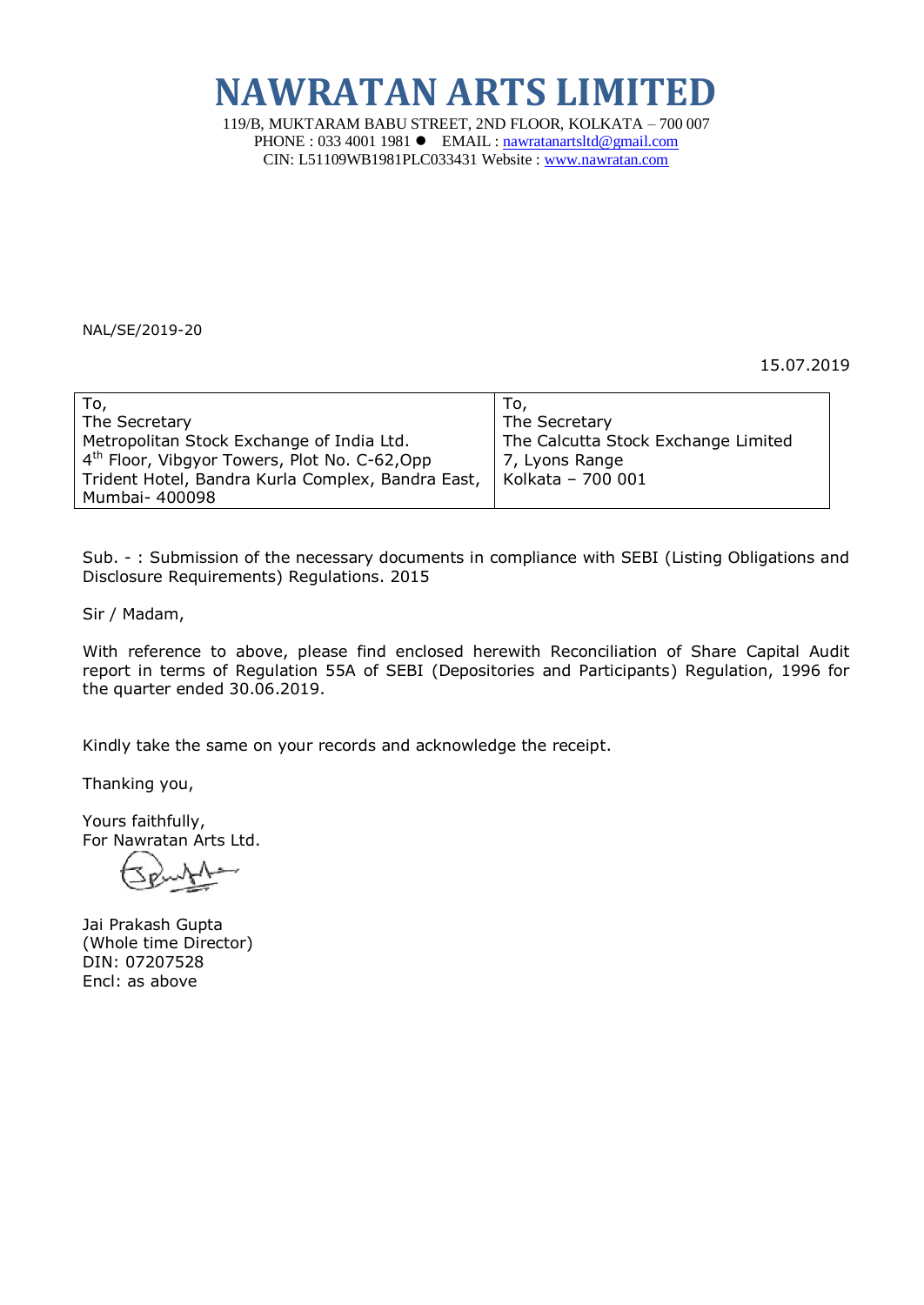# NAWRATAN ARTS LIMITED

119/B, MUKTARAM BABU STREET, 2ND FLOOR, KOLKATA – 700 007
PHONE : 033 4001 1981 ● EMAIL : nawratanartsltd@gmail.com
CIN: L51109WB1981PLC033431 Website : www.nawratan.com

NAL/SE/2019-20

15.07.2019

| | |
|---|---|
| To,<br>The Secretary<br>Metropolitan Stock Exchange of India Ltd.<br>4th Floor, Vibgyor Towers, Plot No. C-62,Opp Trident Hotel, Bandra Kurla Complex, Bandra East, Mumbai- 400098 | To,<br>The Secretary<br>The Calcutta Stock Exchange Limited<br>7, Lyons Range<br>Kolkata – 700 001 |

Sub. - : Submission of the necessary documents in compliance with SEBI (Listing Obligations and Disclosure Requirements) Regulations. 2015

Sir / Madam,

With reference to above, please find enclosed herewith Reconciliation of Share Capital Audit report in terms of Regulation 55A of SEBI (Depositories and Participants) Regulation, 1996 for the quarter ended 30.06.2019.

Kindly take the same on your records and acknowledge the receipt.

Thanking you,

Yours faithfully,
For Nawratan Arts Ltd.

Jai Prakash Gupta
(Whole time Director)
DIN: 07207528
Encl: as above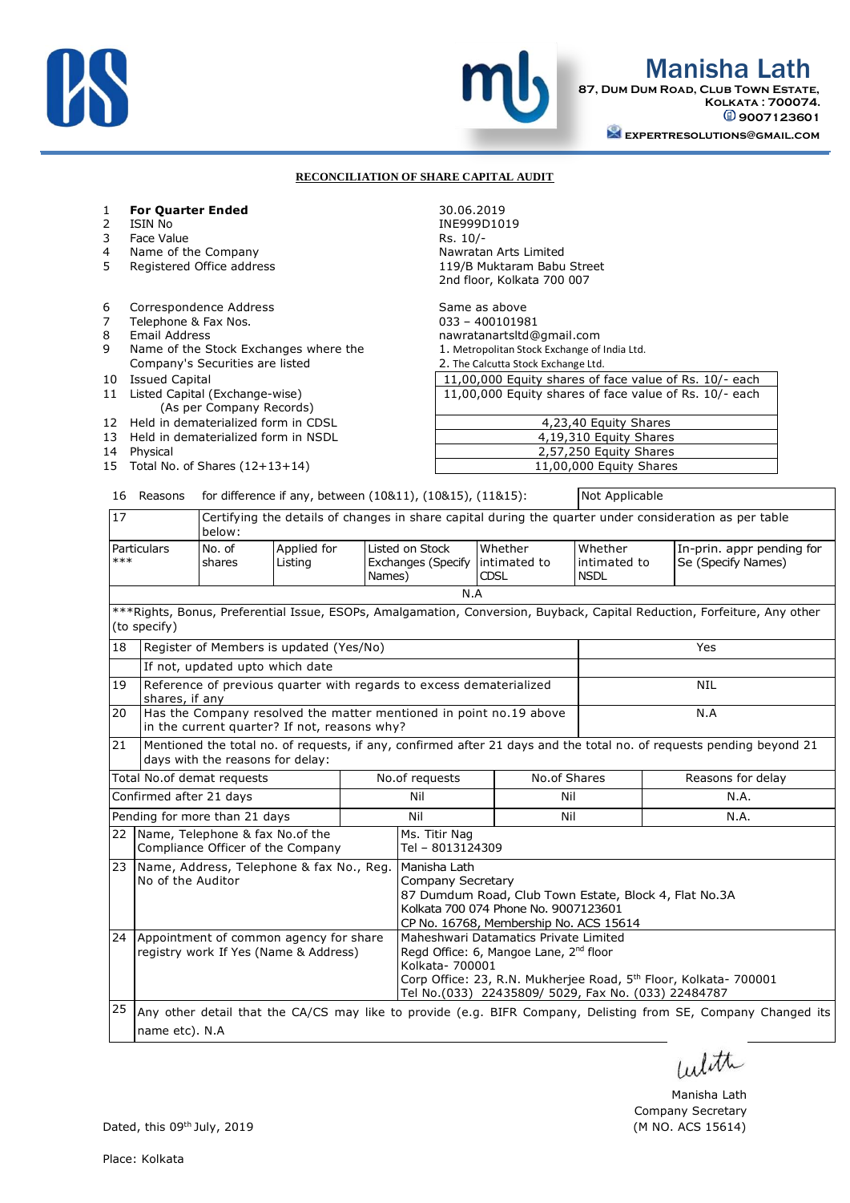Manisha Lath
87, Dum Dum Road, Club Town Estate,
Kolkata : 700074.
9007123601
expertresolutions@gmail.com

## RECONCILIATION OF SHARE CAPITAL AUDIT

| | | |
|---|---|---|
| 1 | **For Quarter Ended** | 30.06.2019 |
| 2 | ISIN No | INE999D1019 |
| 3 | Face Value | Rs. 10/- |
| 4 | Name of the Company | Nawratan Arts Limited |
| 5 | Registered Office address | 119/B Muktaram Babu Street 2nd floor, Kolkata 700 007 |
| 6 | Correspondence Address | Same as above |
| 7 | Telephone & Fax Nos. | 033 – 400101981 |
| 8 | Email Address | nawratanartsltd@gmail.com |
| 9 | Name of the Stock Exchanges where the Company's Securities are listed | 1. Metropolitan Stock Exchange of India Ltd. 2. The Calcutta Stock Exchange Ltd. |
| 10 | Issued Capital | 11,00,000 Equity shares of face value of Rs. 10/- each |
| 11 | Listed Capital (Exchange-wise) (As per Company Records) | 11,00,000 Equity shares of face value of Rs. 10/- each |
| 12 | Held in dematerialized form in CDSL | 4,23,40 Equity Shares |
| 13 | Held in dematerialized form in NSDL | 4,19,310 Equity Shares |
| 14 | Physical | 2,57,250 Equity Shares |
| 15 | Total No. of Shares (12+13+14) | 11,00,000 Equity Shares |

| | | |
|---|---|---|
| 16 | Reasons for difference if any, between (10&11), (10&15), (11&15): | Not Applicable |

17 Certifying the details of changes in share capital during the quarter under consideration as per table below:

| Particulars *** | No. of shares | Applied for Listing | Listed on Stock Exchanges (Specify Names) | Whether intimated to CDSL | Whether intimated to NSDL | In-prin. appr pending for Se (Specify Names) |
|---|---|---|---|---|---|---|
| N.A | | | | | | |

***Rights, Bonus, Preferential Issue, ESOPs, Amalgamation, Conversion, Buyback, Capital Reduction, Forfeiture, Any other (to specify)

| | | |
|---|---|---|
| 18 | Register of Members is updated (Yes/No) | Yes |
| | If not, updated upto which date | |
| 19 | Reference of previous quarter with regards to excess dematerialized shares, if any | NIL |
| 20 | Has the Company resolved the matter mentioned in point no.19 above in the current quarter? If not, reasons why? | N.A |

21 Mentioned the total no. of requests, if any, confirmed after 21 days and the total no. of requests pending beyond 21 days with the reasons for delay:

| Total No.of demat requests | No.of requests | No.of Shares | Reasons for delay |
|---|---|---|---|
| Confirmed after 21 days | Nil | Nil | N.A. |
| Pending for more than 21 days | Nil | Nil | N.A. |

| | | |
|---|---|---|
| 22 | Name, Telephone & fax No.of the Compliance Officer of the Company | Ms. Titir Nag Tel – 8013124309 |
| 23 | Name, Address, Telephone & fax No., Reg. No of the Auditor | Manisha Lath Company Secretary 87 Dumdum Road, Club Town Estate, Block 4, Flat No.3A Kolkata 700 074 Phone No. 9007123601 CP No. 16768, Membership No. ACS 15614 |
| 24 | Appointment of common agency for share registry work If Yes (Name & Address) | Maheshwari Datamatics Private Limited Regd Office: 6, Mangoe Lane, 2nd floor Kolkata- 700001 Corp Office: 23, R.N. Mukherjee Road, 5th Floor, Kolkata- 700001 Tel No.(033) 22435809/ 5029, Fax No. (033) 22484787 |
| 25 | Any other detail that the CA/CS may like to provide (e.g. BIFR Company, Delisting from SE, Company Changed its name etc). N.A | |

Manisha Lath
Company Secretary
(M NO. ACS 15614)

Dated, this 09th July, 2019

Place: Kolkata